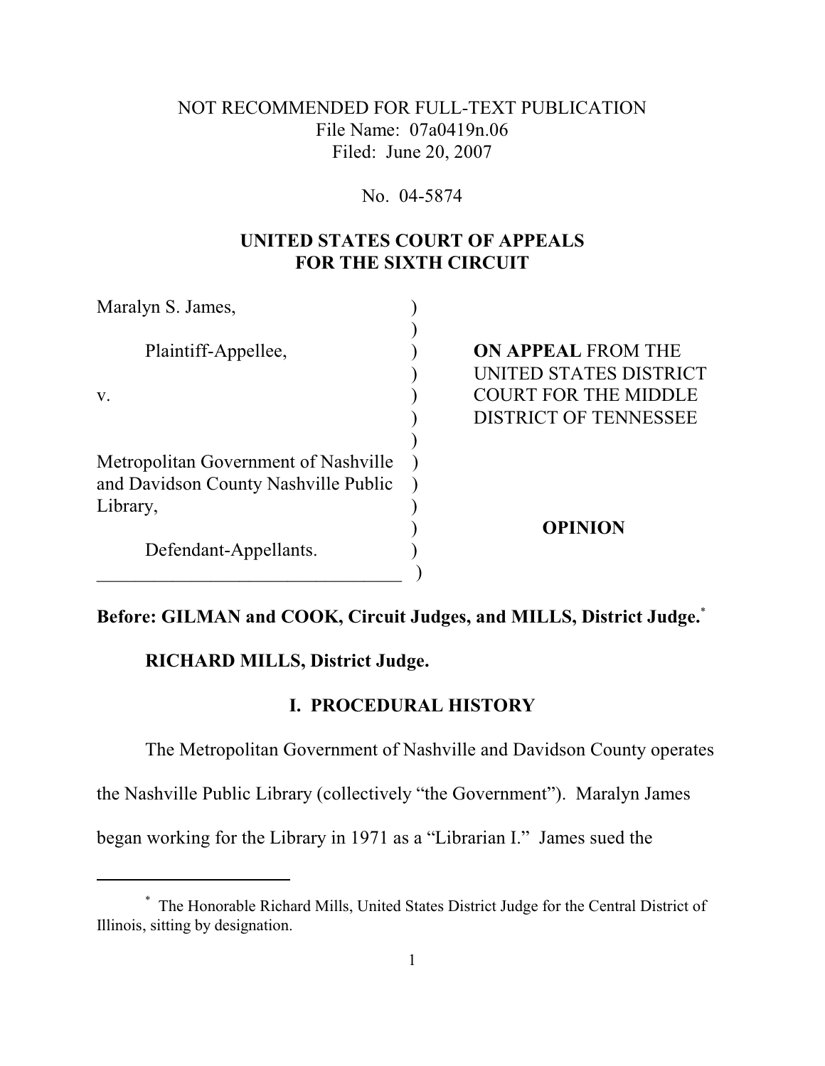NOT RECOMMENDED FOR FULL-TEXT PUBLICATION
File Name: 07a0419n.06
Filed: June 20, 2007

No. 04-5874

**UNITED STATES COURT OF APPEALS**
**FOR THE SIXTH CIRCUIT**

| | |
|---|---|
| Maralyn S. James, | |
| Plaintiff-Appellee, | **ON APPEAL** FROM THE UNITED STATES DISTRICT COURT FOR THE MIDDLE DISTRICT OF TENNESSEE |
| v. | |
| Metropolitan Government of Nashville and Davidson County Nashville Public Library, | |
| Defendant-Appellants. | **OPINION** |

**Before: GILMAN and COOK, Circuit Judges, and MILLS, District Judge.**[*]

**RICHARD MILLS, District Judge.**

## I. PROCEDURAL HISTORY

The Metropolitan Government of Nashville and Davidson County operates the Nashville Public Library (collectively "the Government"). Maralyn James began working for the Library in 1971 as a "Librarian I." James sued the

[*] The Honorable Richard Mills, United States District Judge for the Central District of Illinois, sitting by designation.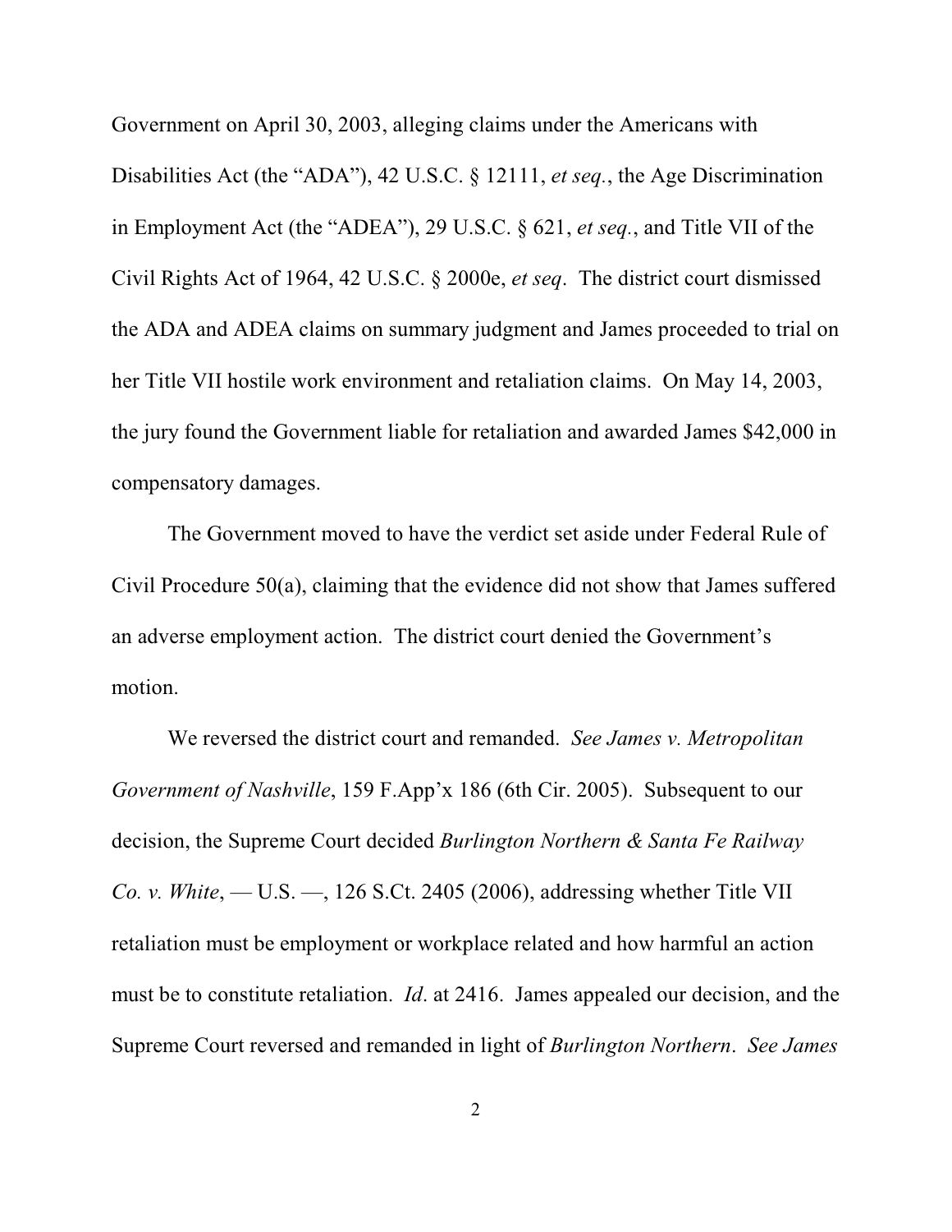Government on April 30, 2003, alleging claims under the Americans with Disabilities Act (the "ADA"), 42 U.S.C. § 12111, *et seq.*, the Age Discrimination in Employment Act (the "ADEA"), 29 U.S.C. § 621, *et seq.*, and Title VII of the Civil Rights Act of 1964, 42 U.S.C. § 2000e, *et seq*. The district court dismissed the ADA and ADEA claims on summary judgment and James proceeded to trial on her Title VII hostile work environment and retaliation claims. On May 14, 2003, the jury found the Government liable for retaliation and awarded James $42,000 in compensatory damages.

The Government moved to have the verdict set aside under Federal Rule of Civil Procedure 50(a), claiming that the evidence did not show that James suffered an adverse employment action. The district court denied the Government's motion.

We reversed the district court and remanded. *See James v. Metropolitan Government of Nashville*, 159 F.App'x 186 (6th Cir. 2005). Subsequent to our decision, the Supreme Court decided *Burlington Northern & Santa Fe Railway Co. v. White*, — U.S. —, 126 S.Ct. 2405 (2006), addressing whether Title VII retaliation must be employment or workplace related and how harmful an action must be to constitute retaliation. *Id*. at 2416. James appealed our decision, and the Supreme Court reversed and remanded in light of *Burlington Northern*. *See James*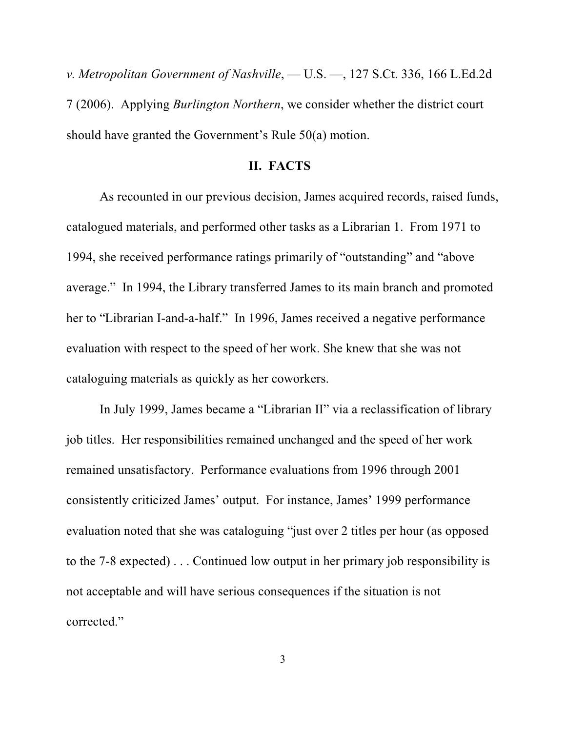*v. Metropolitan Government of Nashville*, — U.S. —, 127 S.Ct. 336, 166 L.Ed.2d 7 (2006). Applying *Burlington Northern*, we consider whether the district court should have granted the Government's Rule 50(a) motion.

## II. FACTS

As recounted in our previous decision, James acquired records, raised funds, catalogued materials, and performed other tasks as a Librarian 1. From 1971 to 1994, she received performance ratings primarily of "outstanding" and "above average." In 1994, the Library transferred James to its main branch and promoted her to "Librarian I-and-a-half." In 1996, James received a negative performance evaluation with respect to the speed of her work. She knew that she was not cataloguing materials as quickly as her coworkers.

In July 1999, James became a "Librarian II" via a reclassification of library job titles. Her responsibilities remained unchanged and the speed of her work remained unsatisfactory. Performance evaluations from 1996 through 2001 consistently criticized James' output. For instance, James' 1999 performance evaluation noted that she was cataloguing "just over 2 titles per hour (as opposed to the 7-8 expected) . . . Continued low output in her primary job responsibility is not acceptable and will have serious consequences if the situation is not corrected."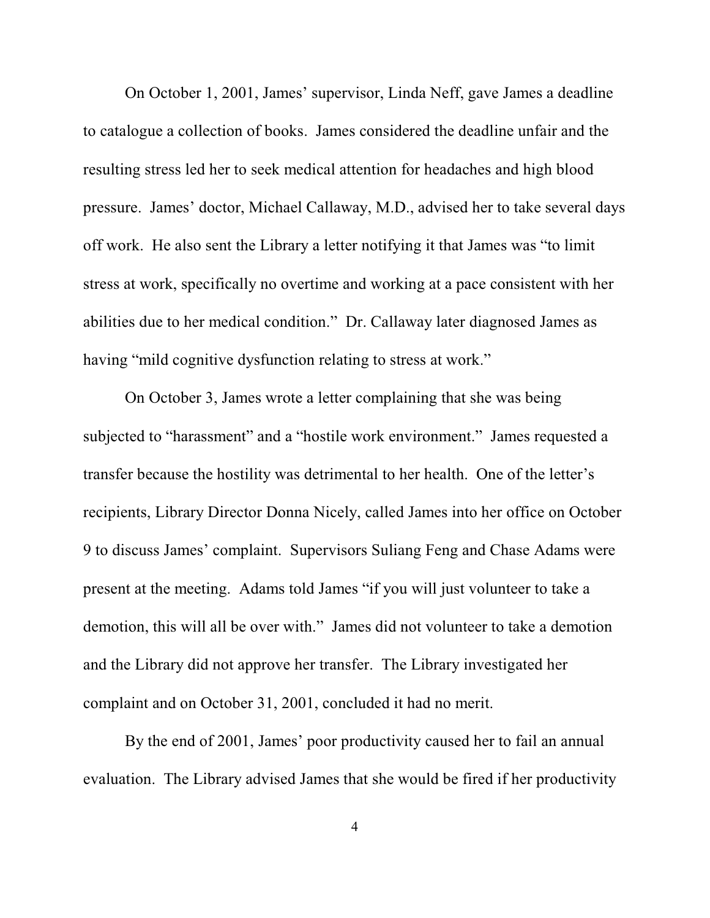On October 1, 2001, James' supervisor, Linda Neff, gave James a deadline to catalogue a collection of books. James considered the deadline unfair and the resulting stress led her to seek medical attention for headaches and high blood pressure. James' doctor, Michael Callaway, M.D., advised her to take several days off work. He also sent the Library a letter notifying it that James was "to limit stress at work, specifically no overtime and working at a pace consistent with her abilities due to her medical condition." Dr. Callaway later diagnosed James as having "mild cognitive dysfunction relating to stress at work."

On October 3, James wrote a letter complaining that she was being subjected to "harassment" and a "hostile work environment." James requested a transfer because the hostility was detrimental to her health. One of the letter's recipients, Library Director Donna Nicely, called James into her office on October 9 to discuss James' complaint. Supervisors Suliang Feng and Chase Adams were present at the meeting. Adams told James "if you will just volunteer to take a demotion, this will all be over with." James did not volunteer to take a demotion and the Library did not approve her transfer. The Library investigated her complaint and on October 31, 2001, concluded it had no merit.

By the end of 2001, James' poor productivity caused her to fail an annual evaluation. The Library advised James that she would be fired if her productivity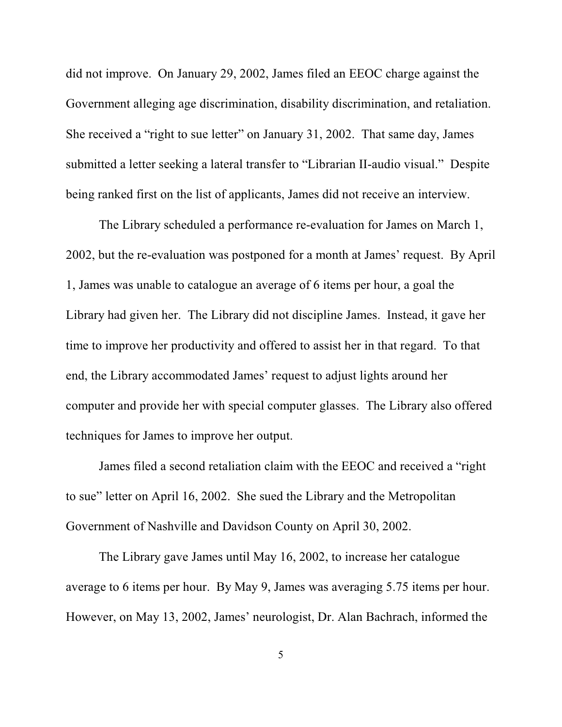did not improve. On January 29, 2002, James filed an EEOC charge against the Government alleging age discrimination, disability discrimination, and retaliation. She received a "right to sue letter" on January 31, 2002. That same day, James submitted a letter seeking a lateral transfer to "Librarian II-audio visual." Despite being ranked first on the list of applicants, James did not receive an interview.

The Library scheduled a performance re-evaluation for James on March 1, 2002, but the re-evaluation was postponed for a month at James' request. By April 1, James was unable to catalogue an average of 6 items per hour, a goal the Library had given her. The Library did not discipline James. Instead, it gave her time to improve her productivity and offered to assist her in that regard. To that end, the Library accommodated James' request to adjust lights around her computer and provide her with special computer glasses. The Library also offered techniques for James to improve her output.

James filed a second retaliation claim with the EEOC and received a "right to sue" letter on April 16, 2002. She sued the Library and the Metropolitan Government of Nashville and Davidson County on April 30, 2002.

The Library gave James until May 16, 2002, to increase her catalogue average to 6 items per hour. By May 9, James was averaging 5.75 items per hour. However, on May 13, 2002, James' neurologist, Dr. Alan Bachrach, informed the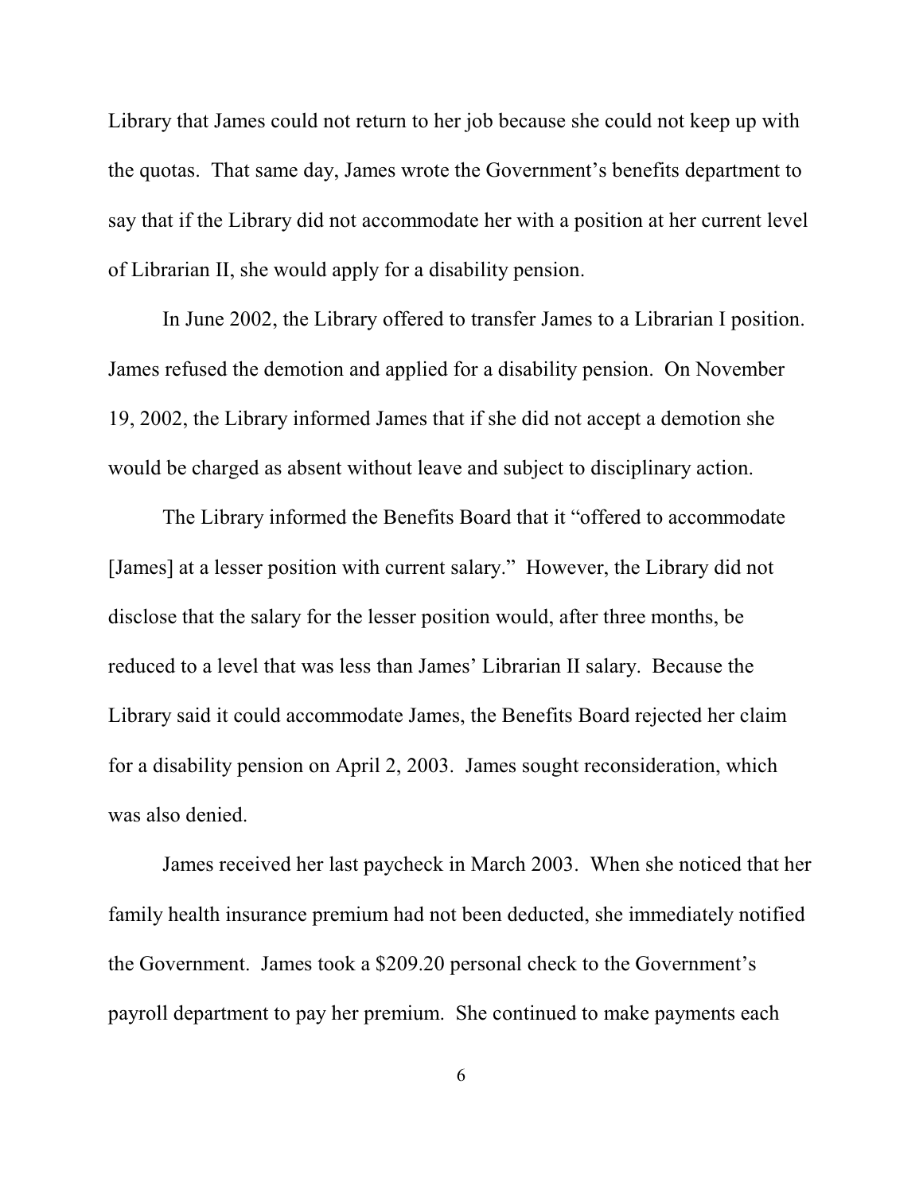Library that James could not return to her job because she could not keep up with the quotas. That same day, James wrote the Government's benefits department to say that if the Library did not accommodate her with a position at her current level of Librarian II, she would apply for a disability pension.

In June 2002, the Library offered to transfer James to a Librarian I position. James refused the demotion and applied for a disability pension. On November 19, 2002, the Library informed James that if she did not accept a demotion she would be charged as absent without leave and subject to disciplinary action.

The Library informed the Benefits Board that it "offered to accommodate [James] at a lesser position with current salary." However, the Library did not disclose that the salary for the lesser position would, after three months, be reduced to a level that was less than James' Librarian II salary. Because the Library said it could accommodate James, the Benefits Board rejected her claim for a disability pension on April 2, 2003. James sought reconsideration, which was also denied.

James received her last paycheck in March 2003. When she noticed that her family health insurance premium had not been deducted, she immediately notified the Government. James took a $209.20 personal check to the Government's payroll department to pay her premium. She continued to make payments each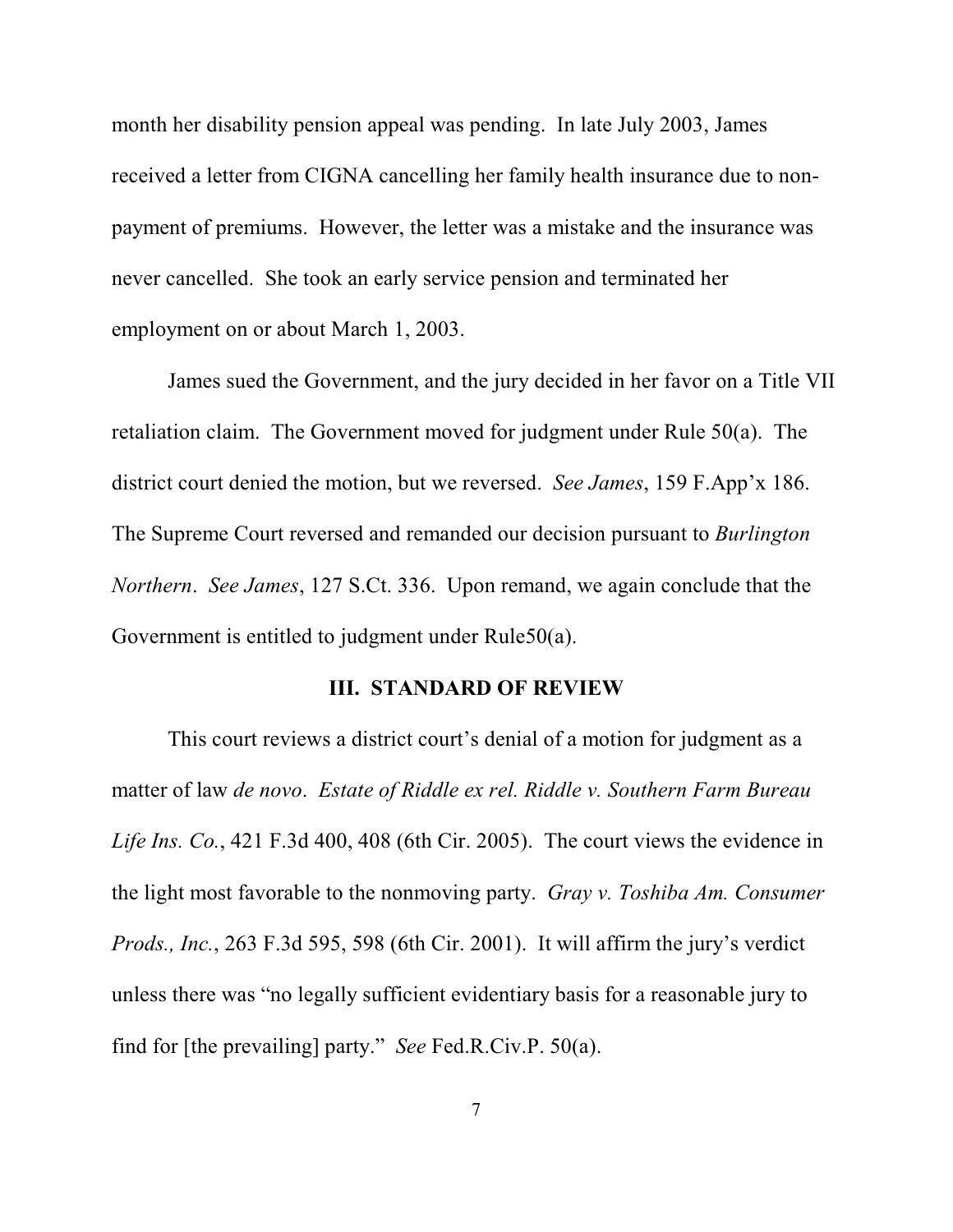month her disability pension appeal was pending. In late July 2003, James received a letter from CIGNA cancelling her family health insurance due to non-payment of premiums. However, the letter was a mistake and the insurance was never cancelled. She took an early service pension and terminated her employment on or about March 1, 2003.

James sued the Government, and the jury decided in her favor on a Title VII retaliation claim. The Government moved for judgment under Rule 50(a). The district court denied the motion, but we reversed. *See James*, 159 F.App'x 186. The Supreme Court reversed and remanded our decision pursuant to *Burlington Northern*. *See James*, 127 S.Ct. 336. Upon remand, we again conclude that the Government is entitled to judgment under Rule50(a).

## III. STANDARD OF REVIEW

This court reviews a district court's denial of a motion for judgment as a matter of law *de novo*. *Estate of Riddle ex rel. Riddle v. Southern Farm Bureau Life Ins. Co.*, 421 F.3d 400, 408 (6th Cir. 2005). The court views the evidence in the light most favorable to the nonmoving party. *Gray v. Toshiba Am. Consumer Prods., Inc.*, 263 F.3d 595, 598 (6th Cir. 2001). It will affirm the jury's verdict unless there was "no legally sufficient evidentiary basis for a reasonable jury to find for [the prevailing] party." *See* Fed.R.Civ.P. 50(a).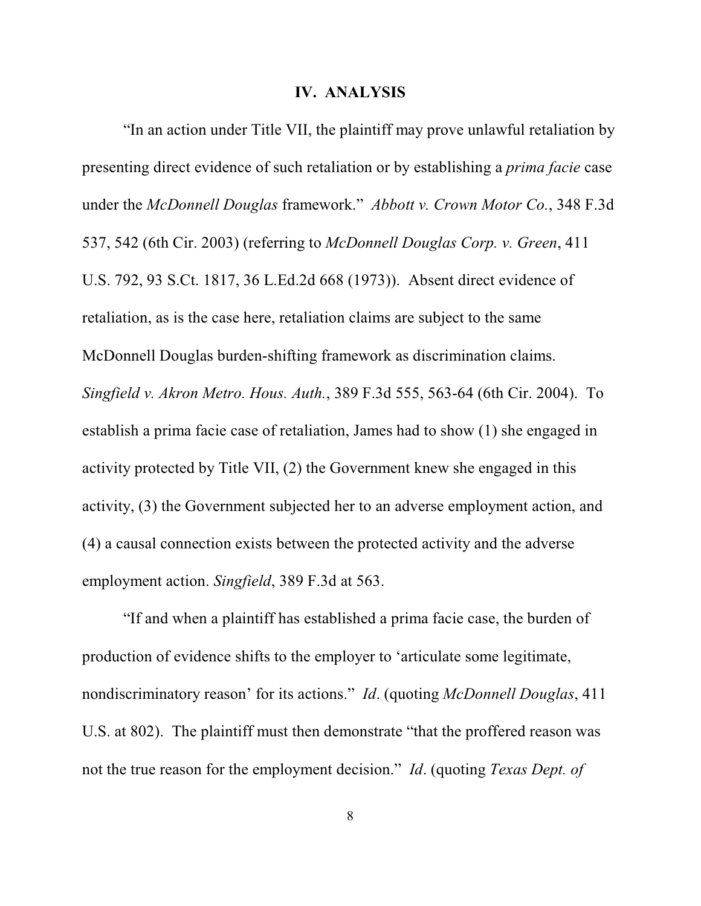## IV. ANALYSIS

"In an action under Title VII, the plaintiff may prove unlawful retaliation by presenting direct evidence of such retaliation or by establishing a *prima facie* case under the *McDonnell Douglas* framework." *Abbott v. Crown Motor Co.*, 348 F.3d 537, 542 (6th Cir. 2003) (referring to *McDonnell Douglas Corp. v. Green*, 411 U.S. 792, 93 S.Ct. 1817, 36 L.Ed.2d 668 (1973)). Absent direct evidence of retaliation, as is the case here, retaliation claims are subject to the same McDonnell Douglas burden-shifting framework as discrimination claims. *Singfield v. Akron Metro. Hous. Auth.*, 389 F.3d 555, 563-64 (6th Cir. 2004). To establish a prima facie case of retaliation, James had to show (1) she engaged in activity protected by Title VII, (2) the Government knew she engaged in this activity, (3) the Government subjected her to an adverse employment action, and (4) a causal connection exists between the protected activity and the adverse employment action. *Singfield*, 389 F.3d at 563.

"If and when a plaintiff has established a prima facie case, the burden of production of evidence shifts to the employer to 'articulate some legitimate, nondiscriminatory reason' for its actions." *Id*. (quoting *McDonnell Douglas*, 411 U.S. at 802). The plaintiff must then demonstrate "that the proffered reason was not the true reason for the employment decision." *Id*. (quoting *Texas Dept. of*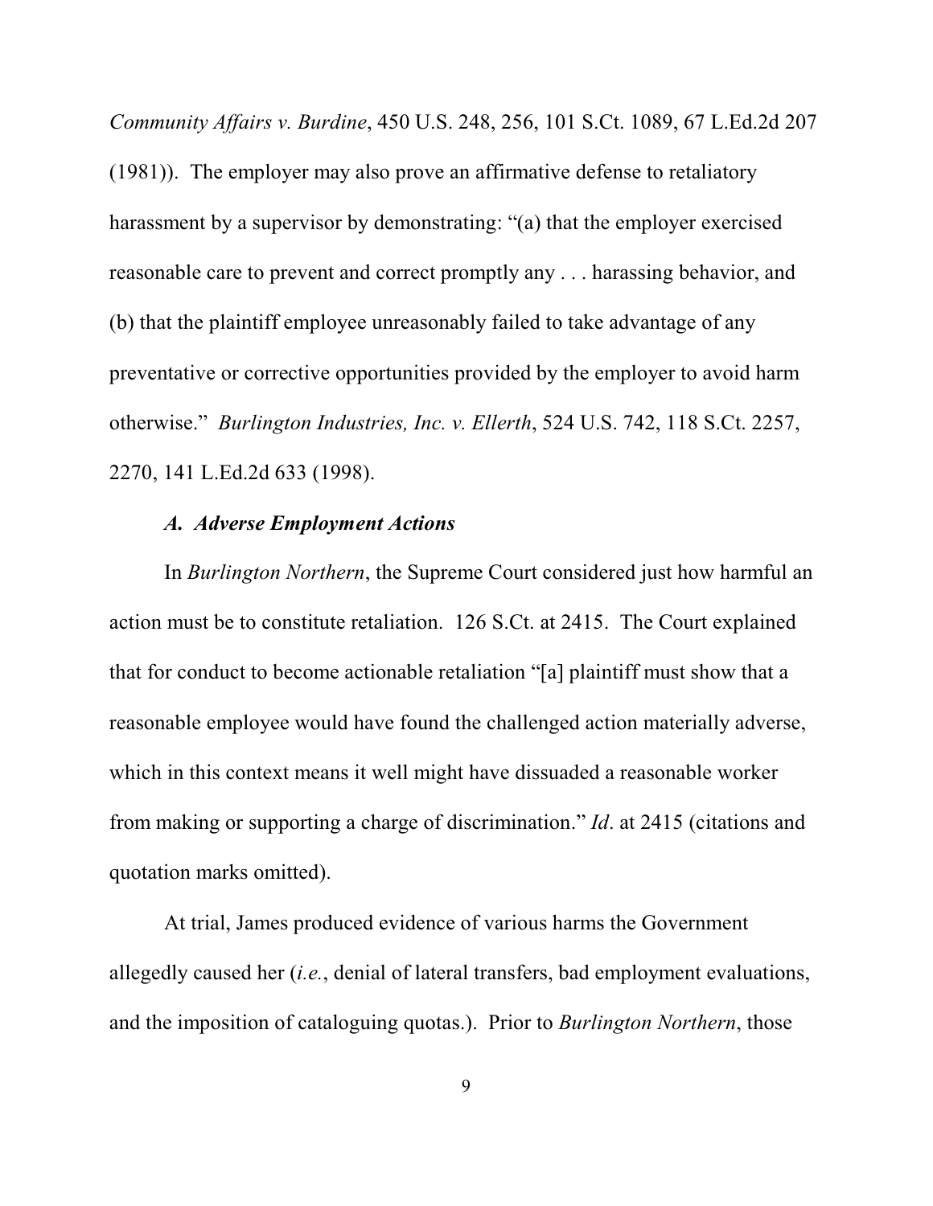*Community Affairs v. Burdine*, 450 U.S. 248, 256, 101 S.Ct. 1089, 67 L.Ed.2d 207 (1981)). The employer may also prove an affirmative defense to retaliatory harassment by a supervisor by demonstrating: "(a) that the employer exercised reasonable care to prevent and correct promptly any . . . harassing behavior, and (b) that the plaintiff employee unreasonably failed to take advantage of any preventative or corrective opportunities provided by the employer to avoid harm otherwise." *Burlington Industries, Inc. v. Ellerth*, 524 U.S. 742, 118 S.Ct. 2257, 2270, 141 L.Ed.2d 633 (1998).

### *A. Adverse Employment Actions*

In *Burlington Northern*, the Supreme Court considered just how harmful an action must be to constitute retaliation. 126 S.Ct. at 2415. The Court explained that for conduct to become actionable retaliation "[a] plaintiff must show that a reasonable employee would have found the challenged action materially adverse, which in this context means it well might have dissuaded a reasonable worker from making or supporting a charge of discrimination." *Id*. at 2415 (citations and quotation marks omitted).

At trial, James produced evidence of various harms the Government allegedly caused her (*i.e.*, denial of lateral transfers, bad employment evaluations, and the imposition of cataloguing quotas.). Prior to *Burlington Northern*, those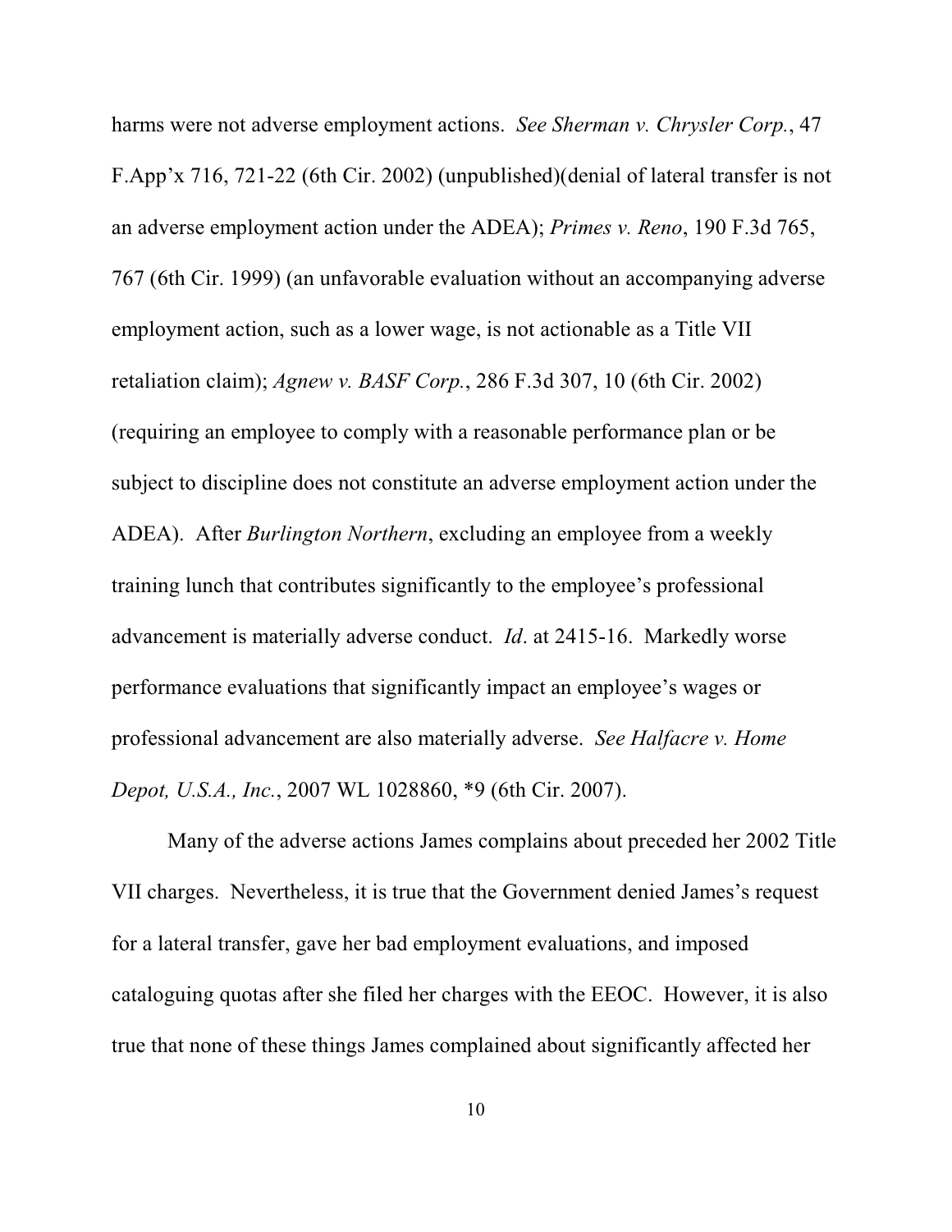harms were not adverse employment actions. *See Sherman v. Chrysler Corp.*, 47 F.App'x 716, 721-22 (6th Cir. 2002) (unpublished)(denial of lateral transfer is not an adverse employment action under the ADEA); *Primes v. Reno*, 190 F.3d 765, 767 (6th Cir. 1999) (an unfavorable evaluation without an accompanying adverse employment action, such as a lower wage, is not actionable as a Title VII retaliation claim); *Agnew v. BASF Corp.*, 286 F.3d 307, 10 (6th Cir. 2002) (requiring an employee to comply with a reasonable performance plan or be subject to discipline does not constitute an adverse employment action under the ADEA). After *Burlington Northern*, excluding an employee from a weekly training lunch that contributes significantly to the employee's professional advancement is materially adverse conduct. *Id*. at 2415-16. Markedly worse performance evaluations that significantly impact an employee's wages or professional advancement are also materially adverse. *See Halfacre v. Home Depot, U.S.A., Inc.*, 2007 WL 1028860, *9 (6th Cir. 2007).

Many of the adverse actions James complains about preceded her 2002 Title VII charges. Nevertheless, it is true that the Government denied James's request for a lateral transfer, gave her bad employment evaluations, and imposed cataloguing quotas after she filed her charges with the EEOC. However, it is also true that none of these things James complained about significantly affected her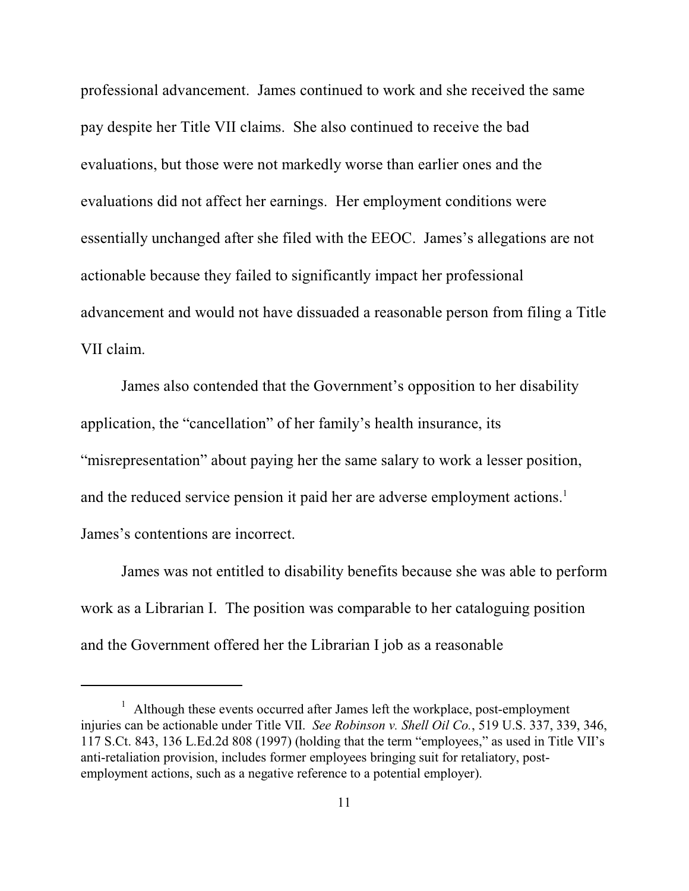professional advancement. James continued to work and she received the same pay despite her Title VII claims. She also continued to receive the bad evaluations, but those were not markedly worse than earlier ones and the evaluations did not affect her earnings. Her employment conditions were essentially unchanged after she filed with the EEOC. James's allegations are not actionable because they failed to significantly impact her professional advancement and would not have dissuaded a reasonable person from filing a Title VII claim.

James also contended that the Government's opposition to her disability application, the "cancellation" of her family's health insurance, its "misrepresentation" about paying her the same salary to work a lesser position, and the reduced service pension it paid her are adverse employment actions.[1] James's contentions are incorrect.

James was not entitled to disability benefits because she was able to perform work as a Librarian I. The position was comparable to her cataloguing position and the Government offered her the Librarian I job as a reasonable

---

[1] Although these events occurred after James left the workplace, post-employment injuries can be actionable under Title VII. *See Robinson v. Shell Oil Co.*, 519 U.S. 337, 339, 346, 117 S.Ct. 843, 136 L.Ed.2d 808 (1997) (holding that the term "employees," as used in Title VII's anti-retaliation provision, includes former employees bringing suit for retaliatory, post-employment actions, such as a negative reference to a potential employer).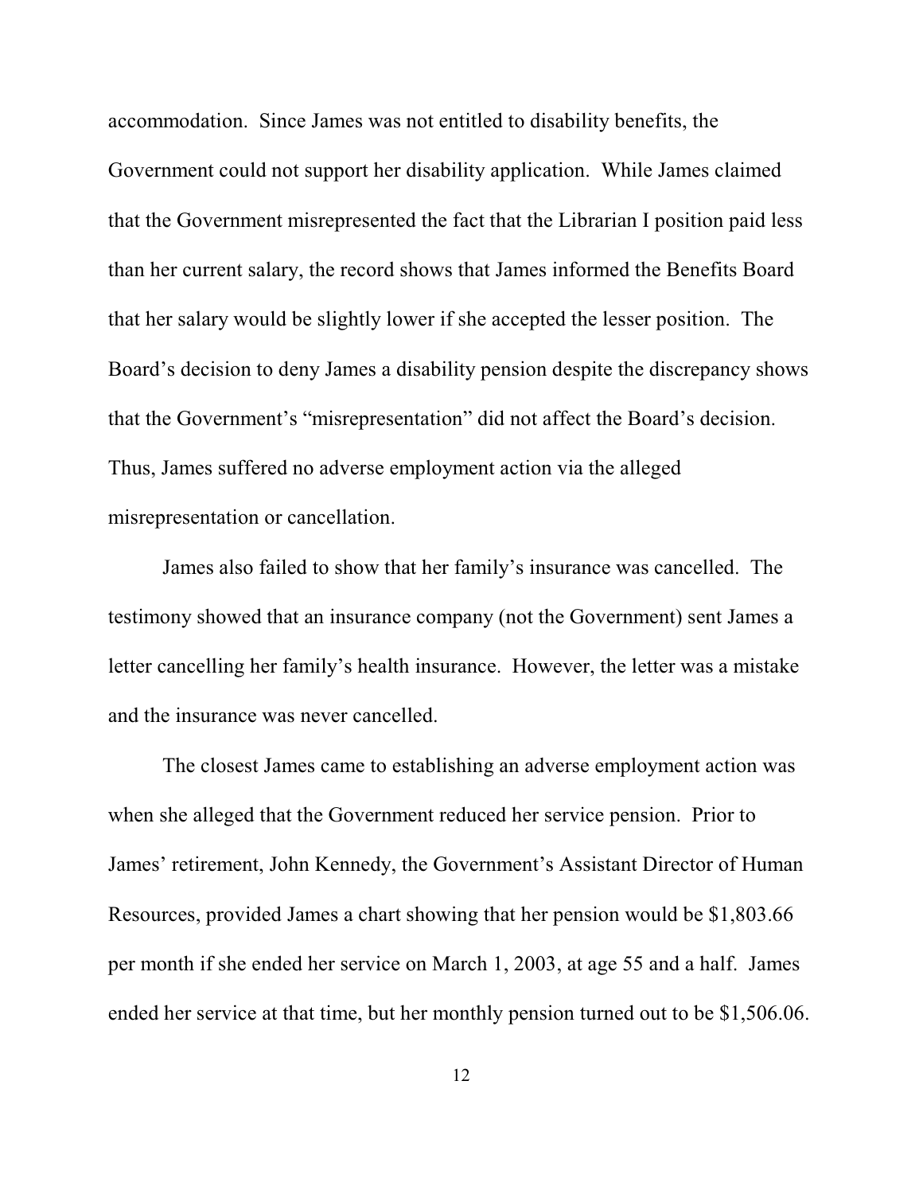accommodation. Since James was not entitled to disability benefits, the Government could not support her disability application. While James claimed that the Government misrepresented the fact that the Librarian I position paid less than her current salary, the record shows that James informed the Benefits Board that her salary would be slightly lower if she accepted the lesser position. The Board's decision to deny James a disability pension despite the discrepancy shows that the Government's "misrepresentation" did not affect the Board's decision. Thus, James suffered no adverse employment action via the alleged misrepresentation or cancellation.

James also failed to show that her family's insurance was cancelled. The testimony showed that an insurance company (not the Government) sent James a letter cancelling her family's health insurance. However, the letter was a mistake and the insurance was never cancelled.

The closest James came to establishing an adverse employment action was when she alleged that the Government reduced her service pension. Prior to James' retirement, John Kennedy, the Government's Assistant Director of Human Resources, provided James a chart showing that her pension would be $1,803.66 per month if she ended her service on March 1, 2003, at age 55 and a half. James ended her service at that time, but her monthly pension turned out to be $1,506.06.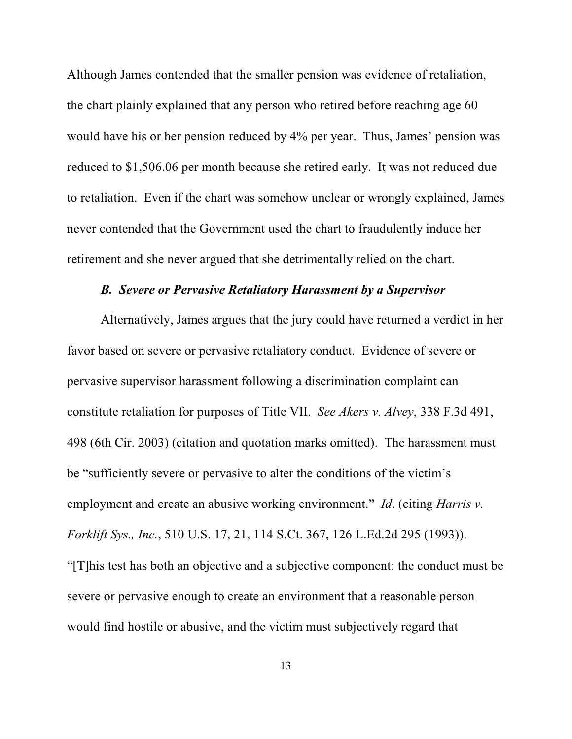Although James contended that the smaller pension was evidence of retaliation, the chart plainly explained that any person who retired before reaching age 60 would have his or her pension reduced by 4% per year. Thus, James' pension was reduced to $1,506.06 per month because she retired early. It was not reduced due to retaliation. Even if the chart was somehow unclear or wrongly explained, James never contended that the Government used the chart to fraudulently induce her retirement and she never argued that she detrimentally relied on the chart.

### *B. Severe or Pervasive Retaliatory Harassment by a Supervisor*

Alternatively, James argues that the jury could have returned a verdict in her favor based on severe or pervasive retaliatory conduct. Evidence of severe or pervasive supervisor harassment following a discrimination complaint can constitute retaliation for purposes of Title VII. *See Akers v. Alvey*, 338 F.3d 491, 498 (6th Cir. 2003) (citation and quotation marks omitted). The harassment must be "sufficiently severe or pervasive to alter the conditions of the victim's employment and create an abusive working environment." *Id*. (citing *Harris v. Forklift Sys., Inc.*, 510 U.S. 17, 21, 114 S.Ct. 367, 126 L.Ed.2d 295 (1993)). "[T]his test has both an objective and a subjective component: the conduct must be severe or pervasive enough to create an environment that a reasonable person would find hostile or abusive, and the victim must subjectively regard that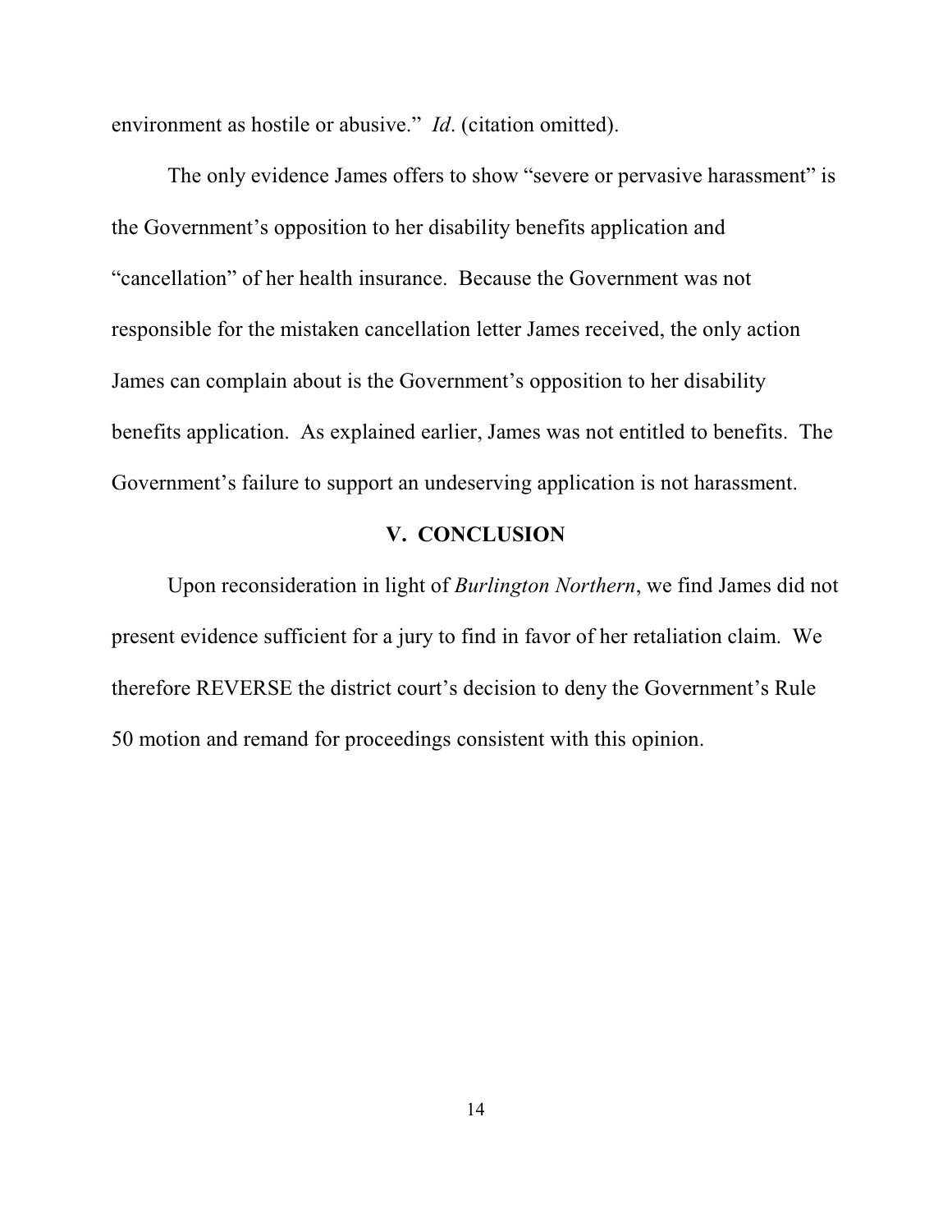environment as hostile or abusive." *Id*. (citation omitted).

The only evidence James offers to show "severe or pervasive harassment" is the Government's opposition to her disability benefits application and "cancellation" of her health insurance. Because the Government was not responsible for the mistaken cancellation letter James received, the only action James can complain about is the Government's opposition to her disability benefits application. As explained earlier, James was not entitled to benefits. The Government's failure to support an undeserving application is not harassment.

## V. CONCLUSION

Upon reconsideration in light of *Burlington Northern*, we find James did not present evidence sufficient for a jury to find in favor of her retaliation claim. We therefore REVERSE the district court's decision to deny the Government's Rule 50 motion and remand for proceedings consistent with this opinion.